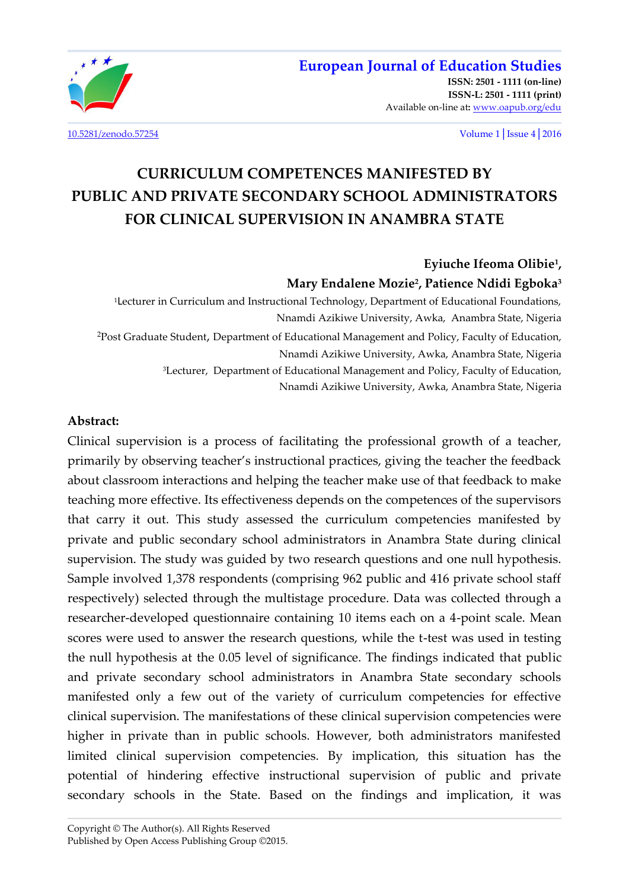# CURRICULUM COMPETENCES MANIFESTED BY PUBLIC AND PRIVATE SECONDARY SCHOOL ADMINISTRATORS FOR CLINICAL SUPERVISION IN ANAMBRA STATE

**Eyiuche Ifeoma Olibie[1], Mary Endalene Mozie[2], Patience Ndidi Egboka[3]**

[1]Lecturer in Curriculum and Instructional Technology, Department of Educational Foundations, Nnamdi Azikiwe University, Awka, Anambra State, Nigeria

[2]Post Graduate Student, Department of Educational Management and Policy, Faculty of Education, Nnamdi Azikiwe University, Awka, Anambra State, Nigeria

[3]Lecturer, Department of Educational Management and Policy, Faculty of Education, Nnamdi Azikiwe University, Awka, Anambra State, Nigeria

**Abstract:**

Clinical supervision is a process of facilitating the professional growth of a teacher, primarily by observing teacher's instructional practices, giving the teacher the feedback about classroom interactions and helping the teacher make use of that feedback to make teaching more effective. Its effectiveness depends on the competences of the supervisors that carry it out. This study assessed the curriculum competencies manifested by private and public secondary school administrators in Anambra State during clinical supervision. The study was guided by two research questions and one null hypothesis. Sample involved 1,378 respondents (comprising 962 public and 416 private school staff respectively) selected through the multistage procedure. Data was collected through a researcher-developed questionnaire containing 10 items each on a 4-point scale. Mean scores were used to answer the research questions, while the t-test was used in testing the null hypothesis at the 0.05 level of significance. The findings indicated that public and private secondary school administrators in Anambra State secondary schools manifested only a few out of the variety of curriculum competencies for effective clinical supervision. The manifestations of these clinical supervision competencies were higher in private than in public schools. However, both administrators manifested limited clinical supervision competencies. By implication, this situation has the potential of hindering effective instructional supervision of public and private secondary schools in the State. Based on the findings and implication, it was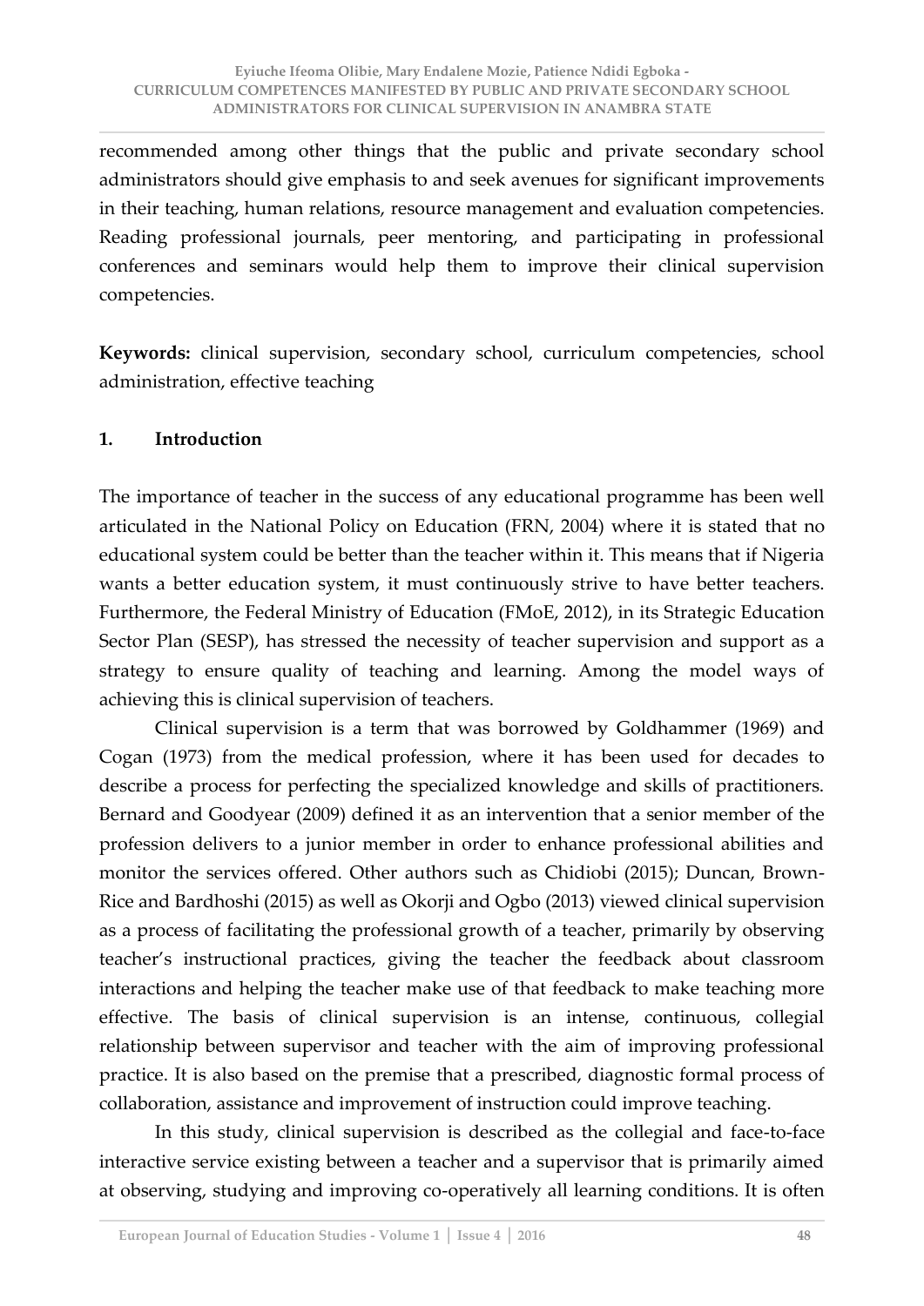recommended among other things that the public and private secondary school administrators should give emphasis to and seek avenues for significant improvements in their teaching, human relations, resource management and evaluation competencies. Reading professional journals, peer mentoring, and participating in professional conferences and seminars would help them to improve their clinical supervision competencies.

**Keywords:** clinical supervision, secondary school, curriculum competencies, school administration, effective teaching

## 1. Introduction

The importance of teacher in the success of any educational programme has been well articulated in the National Policy on Education (FRN, 2004) where it is stated that no educational system could be better than the teacher within it. This means that if Nigeria wants a better education system, it must continuously strive to have better teachers. Furthermore, the Federal Ministry of Education (FMoE, 2012), in its Strategic Education Sector Plan (SESP), has stressed the necessity of teacher supervision and support as a strategy to ensure quality of teaching and learning. Among the model ways of achieving this is clinical supervision of teachers.

Clinical supervision is a term that was borrowed by Goldhammer (1969) and Cogan (1973) from the medical profession, where it has been used for decades to describe a process for perfecting the specialized knowledge and skills of practitioners. Bernard and Goodyear (2009) defined it as an intervention that a senior member of the profession delivers to a junior member in order to enhance professional abilities and monitor the services offered. Other authors such as Chidiobi (2015); Duncan, Brown-Rice and Bardhoshi (2015) as well as Okorji and Ogbo (2013) viewed clinical supervision as a process of facilitating the professional growth of a teacher, primarily by observing teacher's instructional practices, giving the teacher the feedback about classroom interactions and helping the teacher make use of that feedback to make teaching more effective. The basis of clinical supervision is an intense, continuous, collegial relationship between supervisor and teacher with the aim of improving professional practice. It is also based on the premise that a prescribed, diagnostic formal process of collaboration, assistance and improvement of instruction could improve teaching.

In this study, clinical supervision is described as the collegial and face-to-face interactive service existing between a teacher and a supervisor that is primarily aimed at observing, studying and improving co-operatively all learning conditions. It is often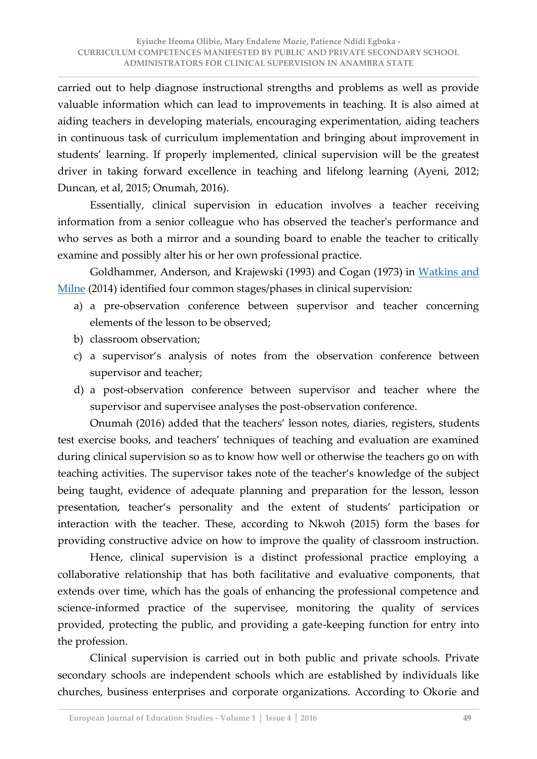carried out to help diagnose instructional strengths and problems as well as provide valuable information which can lead to improvements in teaching. It is also aimed at aiding teachers in developing materials, encouraging experimentation, aiding teachers in continuous task of curriculum implementation and bringing about improvement in students' learning. If properly implemented, clinical supervision will be the greatest driver in taking forward excellence in teaching and lifelong learning (Ayeni, 2012; Duncan, et al, 2015; Onumah, 2016).

Essentially, clinical supervision in education involves a teacher receiving information from a senior colleague who has observed the teacher's performance and who serves as both a mirror and a sounding board to enable the teacher to critically examine and possibly alter his or her own professional practice.

Goldhammer, Anderson, and Krajewski (1993) and Cogan (1973) in Watkins and Milne (2014) identified four common stages/phases in clinical supervision:

a) a pre-observation conference between supervisor and teacher concerning elements of the lesson to be observed;
b) classroom observation;
c) a supervisor's analysis of notes from the observation conference between supervisor and teacher;
d) a post-observation conference between supervisor and teacher where the supervisor and supervisee analyses the post-observation conference.

Onumah (2016) added that the teachers' lesson notes, diaries, registers, students test exercise books, and teachers' techniques of teaching and evaluation are examined during clinical supervision so as to know how well or otherwise the teachers go on with teaching activities. The supervisor takes note of the teacher's knowledge of the subject being taught, evidence of adequate planning and preparation for the lesson, lesson presentation, teacher's personality and the extent of students' participation or interaction with the teacher. These, according to Nkwoh (2015) form the bases for providing constructive advice on how to improve the quality of classroom instruction.

Hence, clinical supervision is a distinct professional practice employing a collaborative relationship that has both facilitative and evaluative components, that extends over time, which has the goals of enhancing the professional competence and science-informed practice of the supervisee, monitoring the quality of services provided, protecting the public, and providing a gate-keeping function for entry into the profession.

Clinical supervision is carried out in both public and private schools. Private secondary schools are independent schools which are established by individuals like churches, business enterprises and corporate organizations. According to Okorie and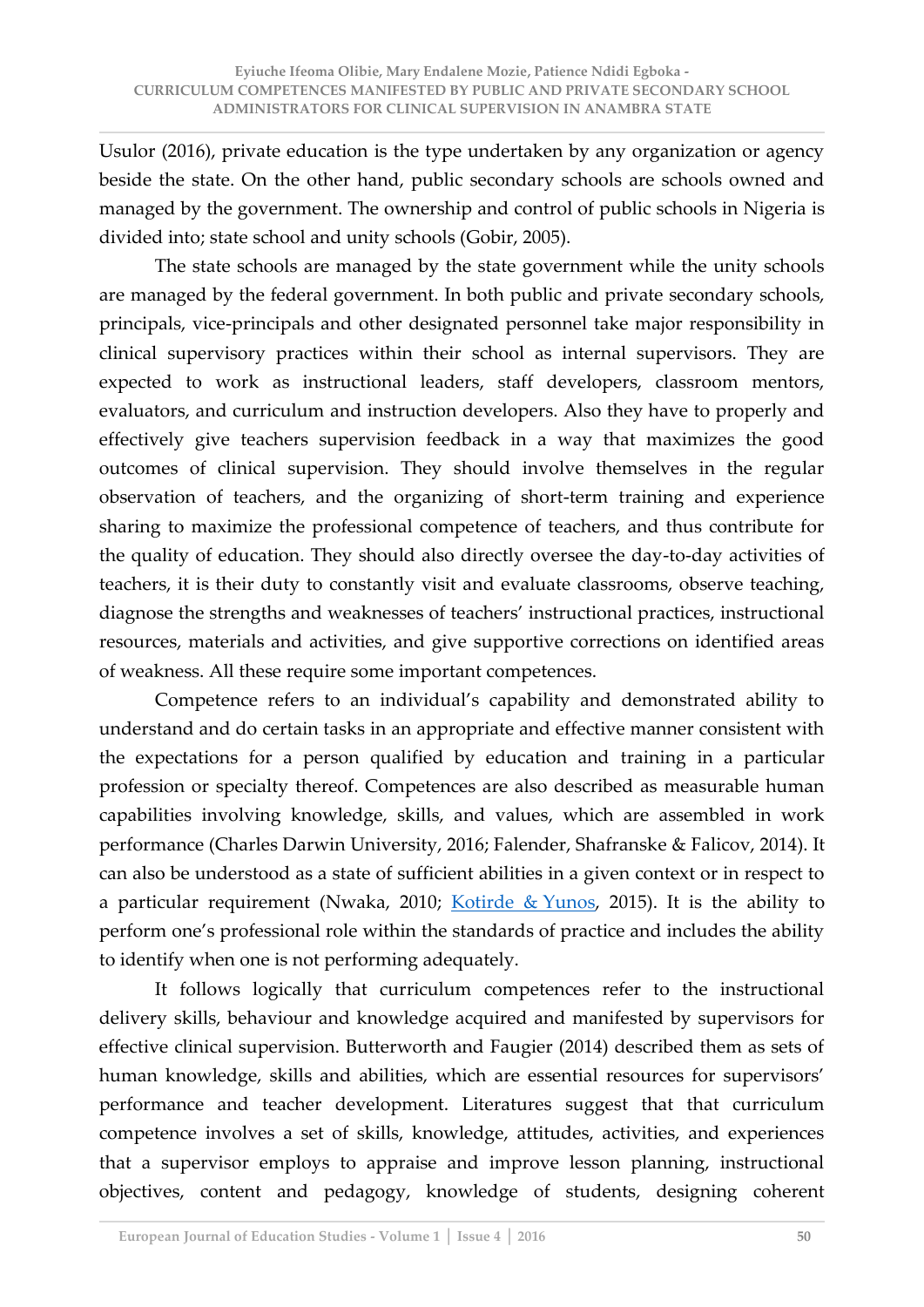Usulor (2016), private education is the type undertaken by any organization or agency beside the state. On the other hand, public secondary schools are schools owned and managed by the government. The ownership and control of public schools in Nigeria is divided into; state school and unity schools (Gobir, 2005).

The state schools are managed by the state government while the unity schools are managed by the federal government. In both public and private secondary schools, principals, vice-principals and other designated personnel take major responsibility in clinical supervisory practices within their school as internal supervisors. They are expected to work as instructional leaders, staff developers, classroom mentors, evaluators, and curriculum and instruction developers. Also they have to properly and effectively give teachers supervision feedback in a way that maximizes the good outcomes of clinical supervision. They should involve themselves in the regular observation of teachers, and the organizing of short-term training and experience sharing to maximize the professional competence of teachers, and thus contribute for the quality of education. They should also directly oversee the day-to-day activities of teachers, it is their duty to constantly visit and evaluate classrooms, observe teaching, diagnose the strengths and weaknesses of teachers' instructional practices, instructional resources, materials and activities, and give supportive corrections on identified areas of weakness. All these require some important competences.

Competence refers to an individual's capability and demonstrated ability to understand and do certain tasks in an appropriate and effective manner consistent with the expectations for a person qualified by education and training in a particular profession or specialty thereof. Competences are also described as measurable human capabilities involving knowledge, skills, and values, which are assembled in work performance (Charles Darwin University, 2016; Falender, Shafranske & Falicov, 2014). It can also be understood as a state of sufficient abilities in a given context or in respect to a particular requirement (Nwaka, 2010; Kotirde & Yunos, 2015). It is the ability to perform one's professional role within the standards of practice and includes the ability to identify when one is not performing adequately.

It follows logically that curriculum competences refer to the instructional delivery skills, behaviour and knowledge acquired and manifested by supervisors for effective clinical supervision. Butterworth and Faugier (2014) described them as sets of human knowledge, skills and abilities, which are essential resources for supervisors' performance and teacher development. Literatures suggest that that curriculum competence involves a set of skills, knowledge, attitudes, activities, and experiences that a supervisor employs to appraise and improve lesson planning, instructional objectives, content and pedagogy, knowledge of students, designing coherent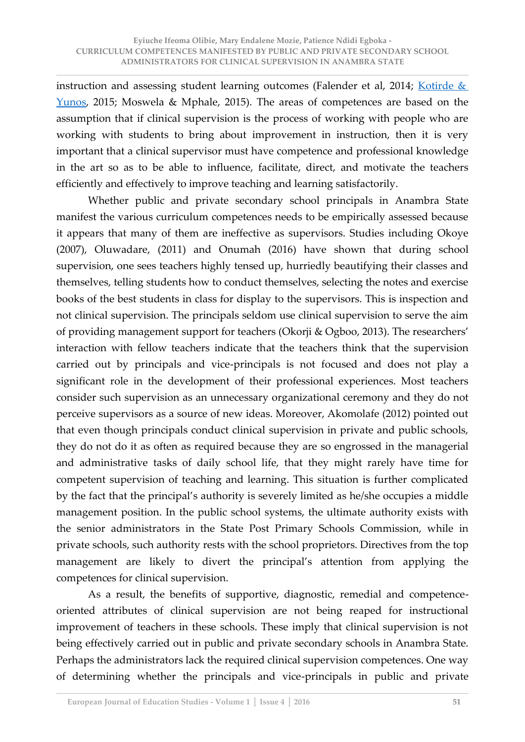instruction and assessing student learning outcomes (Falender et al, 2014; Kotirde & Yunos, 2015; Moswela & Mphale, 2015). The areas of competences are based on the assumption that if clinical supervision is the process of working with people who are working with students to bring about improvement in instruction, then it is very important that a clinical supervisor must have competence and professional knowledge in the art so as to be able to influence, facilitate, direct, and motivate the teachers efficiently and effectively to improve teaching and learning satisfactorily.

Whether public and private secondary school principals in Anambra State manifest the various curriculum competences needs to be empirically assessed because it appears that many of them are ineffective as supervisors. Studies including Okoye (2007), Oluwadare, (2011) and Onumah (2016) have shown that during school supervision, one sees teachers highly tensed up, hurriedly beautifying their classes and themselves, telling students how to conduct themselves, selecting the notes and exercise books of the best students in class for display to the supervisors. This is inspection and not clinical supervision. The principals seldom use clinical supervision to serve the aim of providing management support for teachers (Okorji & Ogboo, 2013). The researchers' interaction with fellow teachers indicate that the teachers think that the supervision carried out by principals and vice-principals is not focused and does not play a significant role in the development of their professional experiences. Most teachers consider such supervision as an unnecessary organizational ceremony and they do not perceive supervisors as a source of new ideas. Moreover, Akomolafe (2012) pointed out that even though principals conduct clinical supervision in private and public schools, they do not do it as often as required because they are so engrossed in the managerial and administrative tasks of daily school life, that they might rarely have time for competent supervision of teaching and learning. This situation is further complicated by the fact that the principal's authority is severely limited as he/she occupies a middle management position. In the public school systems, the ultimate authority exists with the senior administrators in the State Post Primary Schools Commission, while in private schools, such authority rests with the school proprietors. Directives from the top management are likely to divert the principal's attention from applying the competences for clinical supervision.

As a result, the benefits of supportive, diagnostic, remedial and competence-oriented attributes of clinical supervision are not being reaped for instructional improvement of teachers in these schools. These imply that clinical supervision is not being effectively carried out in public and private secondary schools in Anambra State. Perhaps the administrators lack the required clinical supervision competences. One way of determining whether the principals and vice-principals in public and private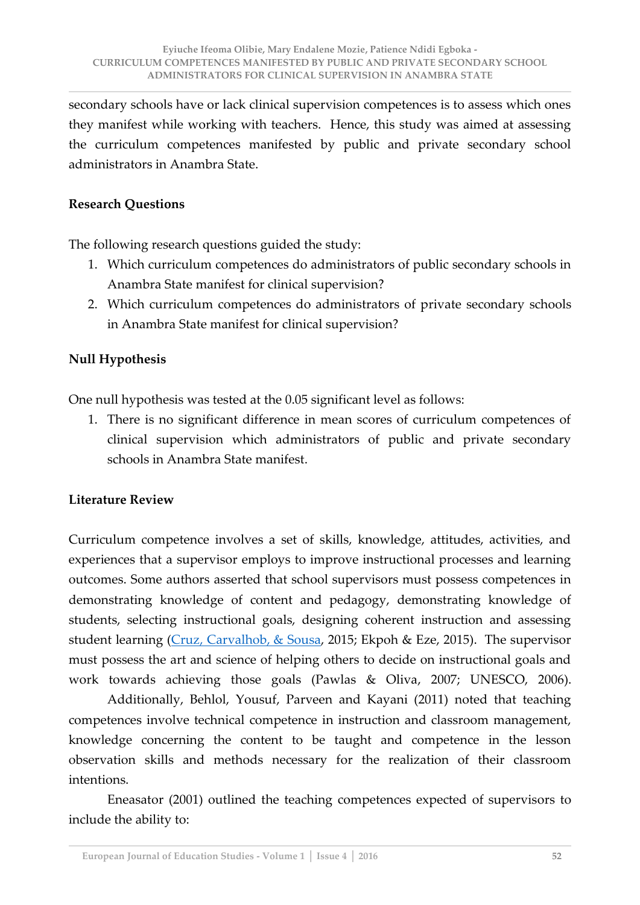secondary schools have or lack clinical supervision competences is to assess which ones they manifest while working with teachers. Hence, this study was aimed at assessing the curriculum competences manifested by public and private secondary school administrators in Anambra State.

## Research Questions

The following research questions guided the study:

1. Which curriculum competences do administrators of public secondary schools in Anambra State manifest for clinical supervision?
2. Which curriculum competences do administrators of private secondary schools in Anambra State manifest for clinical supervision?

## Null Hypothesis

One null hypothesis was tested at the 0.05 significant level as follows:

1. There is no significant difference in mean scores of curriculum competences of clinical supervision which administrators of public and private secondary schools in Anambra State manifest.

## Literature Review

Curriculum competence involves a set of skills, knowledge, attitudes, activities, and experiences that a supervisor employs to improve instructional processes and learning outcomes. Some authors asserted that school supervisors must possess competences in demonstrating knowledge of content and pedagogy, demonstrating knowledge of students, selecting instructional goals, designing coherent instruction and assessing student learning (Cruz, Carvalhob, & Sousa, 2015; Ekpoh & Eze, 2015). The supervisor must possess the art and science of helping others to decide on instructional goals and work towards achieving those goals (Pawlas & Oliva, 2007; UNESCO, 2006).

Additionally, Behlol, Yousuf, Parveen and Kayani (2011) noted that teaching competences involve technical competence in instruction and classroom management, knowledge concerning the content to be taught and competence in the lesson observation skills and methods necessary for the realization of their classroom intentions.

Eneasator (2001) outlined the teaching competences expected of supervisors to include the ability to: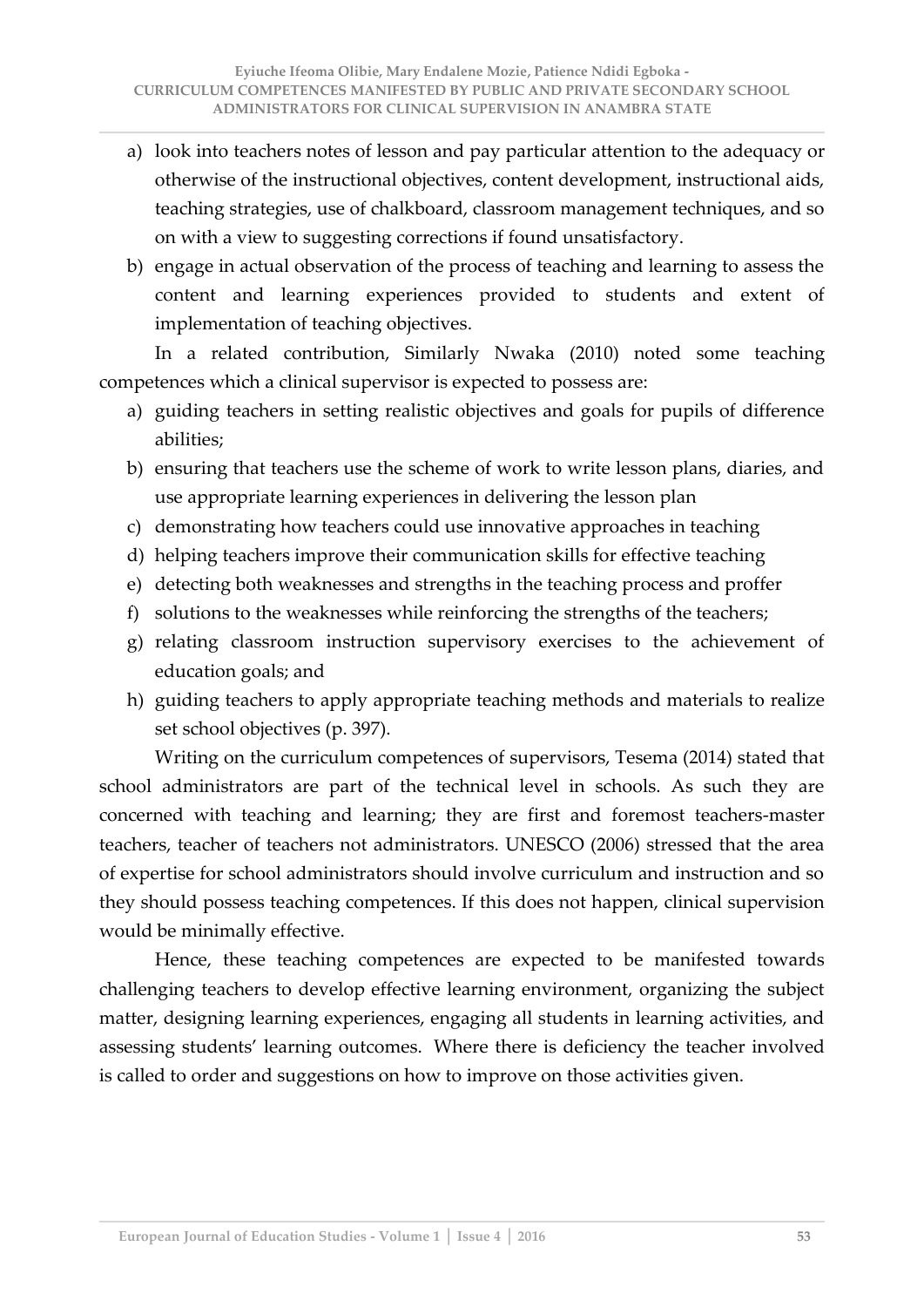a) look into teachers notes of lesson and pay particular attention to the adequacy or otherwise of the instructional objectives, content development, instructional aids, teaching strategies, use of chalkboard, classroom management techniques, and so on with a view to suggesting corrections if found unsatisfactory.
b) engage in actual observation of the process of teaching and learning to assess the content and learning experiences provided to students and extent of implementation of teaching objectives.

In a related contribution, Similarly Nwaka (2010) noted some teaching competences which a clinical supervisor is expected to possess are:

a) guiding teachers in setting realistic objectives and goals for pupils of difference abilities;
b) ensuring that teachers use the scheme of work to write lesson plans, diaries, and use appropriate learning experiences in delivering the lesson plan
c) demonstrating how teachers could use innovative approaches in teaching
d) helping teachers improve their communication skills for effective teaching
e) detecting both weaknesses and strengths in the teaching process and proffer
f) solutions to the weaknesses while reinforcing the strengths of the teachers;
g) relating classroom instruction supervisory exercises to the achievement of education goals; and
h) guiding teachers to apply appropriate teaching methods and materials to realize set school objectives (p. 397).

Writing on the curriculum competences of supervisors, Tesema (2014) stated that school administrators are part of the technical level in schools. As such they are concerned with teaching and learning; they are first and foremost teachers-master teachers, teacher of teachers not administrators. UNESCO (2006) stressed that the area of expertise for school administrators should involve curriculum and instruction and so they should possess teaching competences. If this does not happen, clinical supervision would be minimally effective.

Hence, these teaching competences are expected to be manifested towards challenging teachers to develop effective learning environment, organizing the subject matter, designing learning experiences, engaging all students in learning activities, and assessing students' learning outcomes. Where there is deficiency the teacher involved is called to order and suggestions on how to improve on those activities given.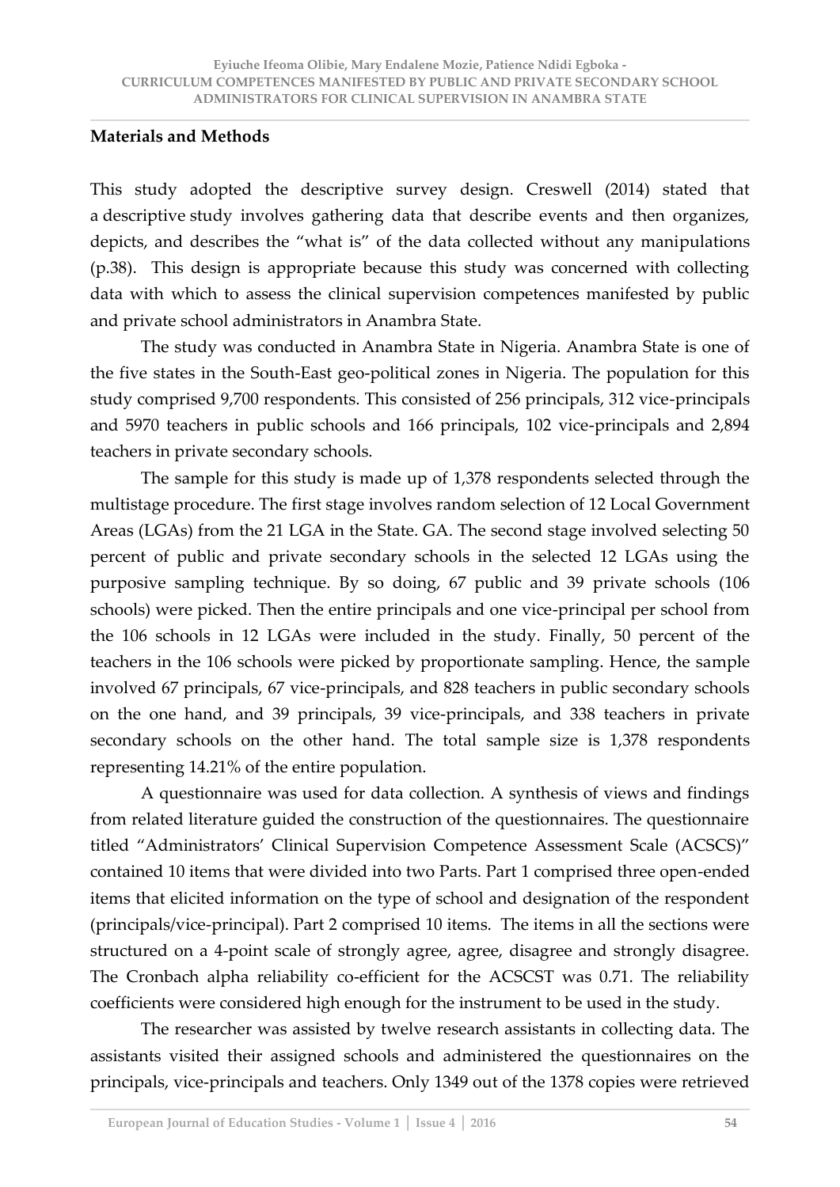## Materials and Methods

This study adopted the descriptive survey design. Creswell (2014) stated that a descriptive study involves gathering data that describe events and then organizes, depicts, and describes the "what is" of the data collected without any manipulations (p.38). This design is appropriate because this study was concerned with collecting data with which to assess the clinical supervision competences manifested by public and private school administrators in Anambra State.

The study was conducted in Anambra State in Nigeria. Anambra State is one of the five states in the South-East geo-political zones in Nigeria. The population for this study comprised 9,700 respondents. This consisted of 256 principals, 312 vice-principals and 5970 teachers in public schools and 166 principals, 102 vice-principals and 2,894 teachers in private secondary schools.

The sample for this study is made up of 1,378 respondents selected through the multistage procedure. The first stage involves random selection of 12 Local Government Areas (LGAs) from the 21 LGA in the State. GA. The second stage involved selecting 50 percent of public and private secondary schools in the selected 12 LGAs using the purposive sampling technique. By so doing, 67 public and 39 private schools (106 schools) were picked. Then the entire principals and one vice-principal per school from the 106 schools in 12 LGAs were included in the study. Finally, 50 percent of the teachers in the 106 schools were picked by proportionate sampling. Hence, the sample involved 67 principals, 67 vice-principals, and 828 teachers in public secondary schools on the one hand, and 39 principals, 39 vice-principals, and 338 teachers in private secondary schools on the other hand. The total sample size is 1,378 respondents representing 14.21% of the entire population.

A questionnaire was used for data collection. A synthesis of views and findings from related literature guided the construction of the questionnaires. The questionnaire titled "Administrators' Clinical Supervision Competence Assessment Scale (ACSCS)" contained 10 items that were divided into two Parts. Part 1 comprised three open-ended items that elicited information on the type of school and designation of the respondent (principals/vice-principal). Part 2 comprised 10 items. The items in all the sections were structured on a 4-point scale of strongly agree, agree, disagree and strongly disagree. The Cronbach alpha reliability co-efficient for the ACSCST was 0.71. The reliability coefficients were considered high enough for the instrument to be used in the study.

The researcher was assisted by twelve research assistants in collecting data. The assistants visited their assigned schools and administered the questionnaires on the principals, vice-principals and teachers. Only 1349 out of the 1378 copies were retrieved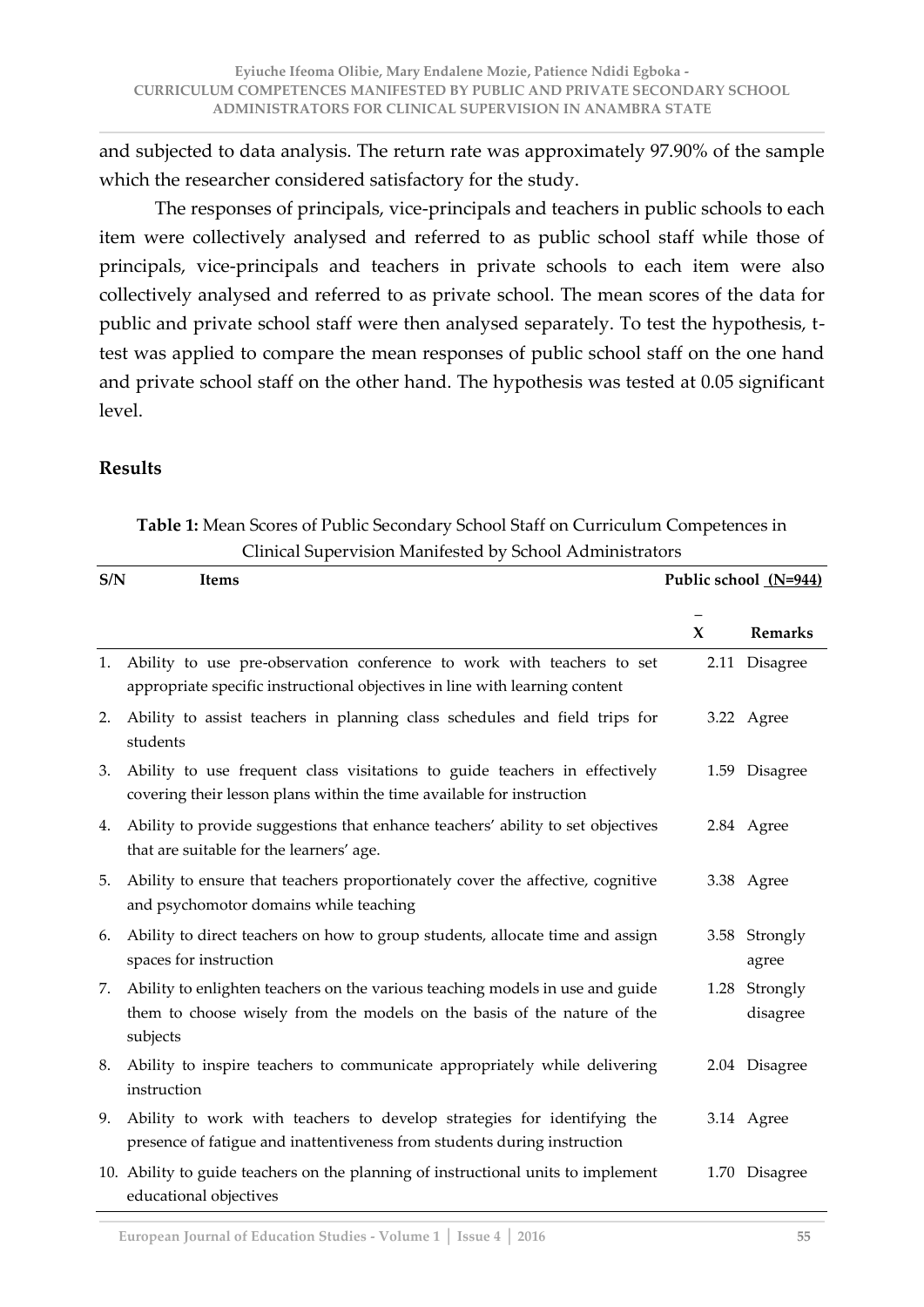and subjected to data analysis. The return rate was approximately 97.90% of the sample which the researcher considered satisfactory for the study.

The responses of principals, vice-principals and teachers in public schools to each item were collectively analysed and referred to as public school staff while those of principals, vice-principals and teachers in private schools to each item were also collectively analysed and referred to as private school. The mean scores of the data for public and private school staff were then analysed separately. To test the hypothesis, t-test was applied to compare the mean responses of public school staff on the one hand and private school staff on the other hand. The hypothesis was tested at 0.05 significant level.

## Results

**Table 1:** Mean Scores of Public Secondary School Staff on Curriculum Competences in Clinical Supervision Manifested by School Administrators

| S/N | Items | Public school (N=944) | |
|---|---|---|---|
| | | $\bar{X}$ | Remarks |
| 1. | Ability to use pre-observation conference to work with teachers to set appropriate specific instructional objectives in line with learning content | 2.11 | Disagree |
| 2. | Ability to assist teachers in planning class schedules and field trips for students | 3.22 | Agree |
| 3. | Ability to use frequent class visitations to guide teachers in effectively covering their lesson plans within the time available for instruction | 1.59 | Disagree |
| 4. | Ability to provide suggestions that enhance teachers' ability to set objectives that are suitable for the learners' age. | 2.84 | Agree |
| 5. | Ability to ensure that teachers proportionately cover the affective, cognitive and psychomotor domains while teaching | 3.38 | Agree |
| 6. | Ability to direct teachers on how to group students, allocate time and assign spaces for instruction | 3.58 | Strongly agree |
| 7. | Ability to enlighten teachers on the various teaching models in use and guide them to choose wisely from the models on the basis of the nature of the subjects | 1.28 | Strongly disagree |
| 8. | Ability to inspire teachers to communicate appropriately while delivering instruction | 2.04 | Disagree |
| 9. | Ability to work with teachers to develop strategies for identifying the presence of fatigue and inattentiveness from students during instruction | 3.14 | Agree |
| 10. | Ability to guide teachers on the planning of instructional units to implement educational objectives | 1.70 | Disagree |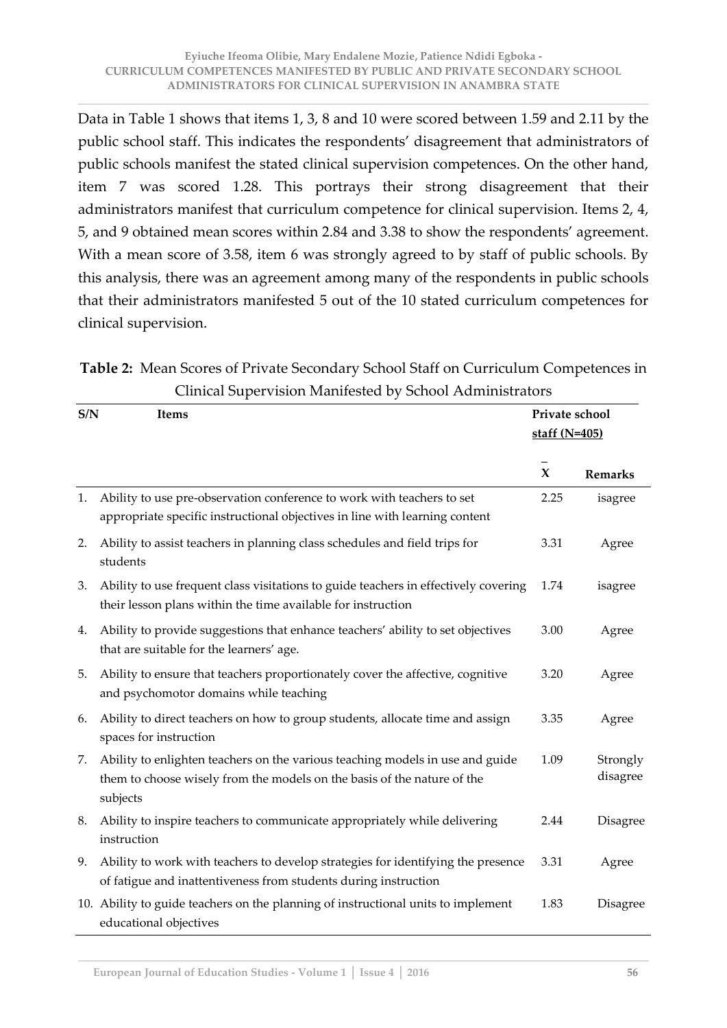Data in Table 1 shows that items 1, 3, 8 and 10 were scored between 1.59 and 2.11 by the public school staff. This indicates the respondents' disagreement that administrators of public schools manifest the stated clinical supervision competences. On the other hand, item 7 was scored 1.28. This portrays their strong disagreement that their administrators manifest that curriculum competence for clinical supervision. Items 2, 4, 5, and 9 obtained mean scores within 2.84 and 3.38 to show the respondents' agreement. With a mean score of 3.58, item 6 was strongly agreed to by staff of public schools. By this analysis, there was an agreement among many of the respondents in public schools that their administrators manifested 5 out of the 10 stated curriculum competences for clinical supervision.

**Table 2:** Mean Scores of Private Secondary School Staff on Curriculum Competences in Clinical Supervision Manifested by School Administrators

| S/N | Items | Private school staff (N=405) | |
|---|---|---|---|
| | | $\bar{X}$ | Remarks |
| 1. | Ability to use pre-observation conference to work with teachers to set appropriate specific instructional objectives in line with learning content | 2.25 | isagree |
| 2. | Ability to assist teachers in planning class schedules and field trips for students | 3.31 | Agree |
| 3. | Ability to use frequent class visitations to guide teachers in effectively covering their lesson plans within the time available for instruction | 1.74 | isagree |
| 4. | Ability to provide suggestions that enhance teachers' ability to set objectives that are suitable for the learners' age. | 3.00 | Agree |
| 5. | Ability to ensure that teachers proportionately cover the affective, cognitive and psychomotor domains while teaching | 3.20 | Agree |
| 6. | Ability to direct teachers on how to group students, allocate time and assign spaces for instruction | 3.35 | Agree |
| 7. | Ability to enlighten teachers on the various teaching models in use and guide them to choose wisely from the models on the basis of the nature of the subjects | 1.09 | Strongly disagree |
| 8. | Ability to inspire teachers to communicate appropriately while delivering instruction | 2.44 | Disagree |
| 9. | Ability to work with teachers to develop strategies for identifying the presence of fatigue and inattentiveness from students during instruction | 3.31 | Agree |
| 10. | Ability to guide teachers on the planning of instructional units to implement educational objectives | 1.83 | Disagree |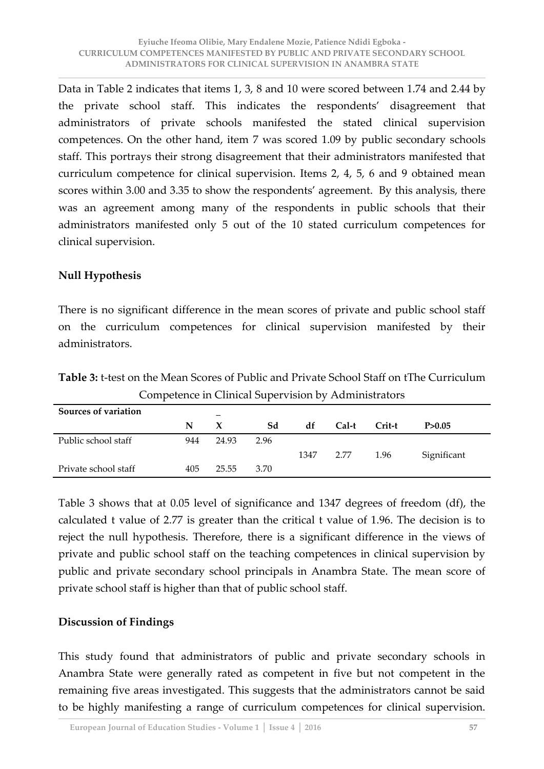Data in Table 2 indicates that items 1, 3, 8 and 10 were scored between 1.74 and 2.44 by the private school staff. This indicates the respondents' disagreement that administrators of private schools manifested the stated clinical supervision competences. On the other hand, item 7 was scored 1.09 by public secondary schools staff. This portrays their strong disagreement that their administrators manifested that curriculum competence for clinical supervision. Items 2, 4, 5, 6 and 9 obtained mean scores within 3.00 and 3.35 to show the respondents' agreement. By this analysis, there was an agreement among many of the respondents in public schools that their administrators manifested only 5 out of the 10 stated curriculum competences for clinical supervision.

## Null Hypothesis

There is no significant difference in the mean scores of private and public school staff on the curriculum competences for clinical supervision manifested by their administrators.

**Table 3:** t-test on the Mean Scores of Public and Private School Staff on tThe Curriculum Competence in Clinical Supervision by Administrators

| Sources of variation | N | $\bar{X}$ | Sd | df | Cal-t | Crit-t | P>0.05 |
|---|---|---|---|---|---|---|---|
| Public school staff | 944 | 24.93 | 2.96 | | | | |
| | | | | 1347 | 2.77 | 1.96 | Significant |
| Private school staff | 405 | 25.55 | 3.70 | | | | |

Table 3 shows that at 0.05 level of significance and 1347 degrees of freedom (df), the calculated t value of 2.77 is greater than the critical t value of 1.96. The decision is to reject the null hypothesis. Therefore, there is a significant difference in the views of private and public school staff on the teaching competences in clinical supervision by public and private secondary school principals in Anambra State. The mean score of private school staff is higher than that of public school staff.

## Discussion of Findings

This study found that administrators of public and private secondary schools in Anambra State were generally rated as competent in five but not competent in the remaining five areas investigated. This suggests that the administrators cannot be said to be highly manifesting a range of curriculum competences for clinical supervision.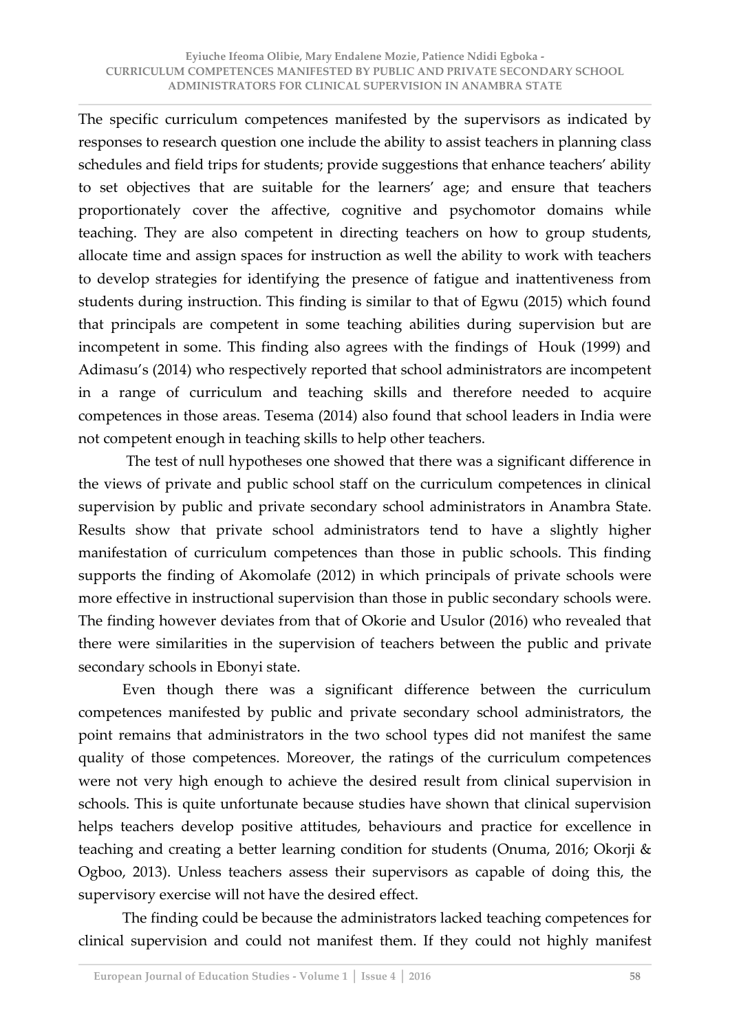The specific curriculum competences manifested by the supervisors as indicated by responses to research question one include the ability to assist teachers in planning class schedules and field trips for students; provide suggestions that enhance teachers' ability to set objectives that are suitable for the learners' age; and ensure that teachers proportionately cover the affective, cognitive and psychomotor domains while teaching. They are also competent in directing teachers on how to group students, allocate time and assign spaces for instruction as well the ability to work with teachers to develop strategies for identifying the presence of fatigue and inattentiveness from students during instruction. This finding is similar to that of Egwu (2015) which found that principals are competent in some teaching abilities during supervision but are incompetent in some. This finding also agrees with the findings of Houk (1999) and Adimasu's (2014) who respectively reported that school administrators are incompetent in a range of curriculum and teaching skills and therefore needed to acquire competences in those areas. Tesema (2014) also found that school leaders in India were not competent enough in teaching skills to help other teachers.

The test of null hypotheses one showed that there was a significant difference in the views of private and public school staff on the curriculum competences in clinical supervision by public and private secondary school administrators in Anambra State. Results show that private school administrators tend to have a slightly higher manifestation of curriculum competences than those in public schools. This finding supports the finding of Akomolafe (2012) in which principals of private schools were more effective in instructional supervision than those in public secondary schools were. The finding however deviates from that of Okorie and Usulor (2016) who revealed that there were similarities in the supervision of teachers between the public and private secondary schools in Ebonyi state.

Even though there was a significant difference between the curriculum competences manifested by public and private secondary school administrators, the point remains that administrators in the two school types did not manifest the same quality of those competences. Moreover, the ratings of the curriculum competences were not very high enough to achieve the desired result from clinical supervision in schools. This is quite unfortunate because studies have shown that clinical supervision helps teachers develop positive attitudes, behaviours and practice for excellence in teaching and creating a better learning condition for students (Onuma, 2016; Okorji & Ogboo, 2013). Unless teachers assess their supervisors as capable of doing this, the supervisory exercise will not have the desired effect.

The finding could be because the administrators lacked teaching competences for clinical supervision and could not manifest them. If they could not highly manifest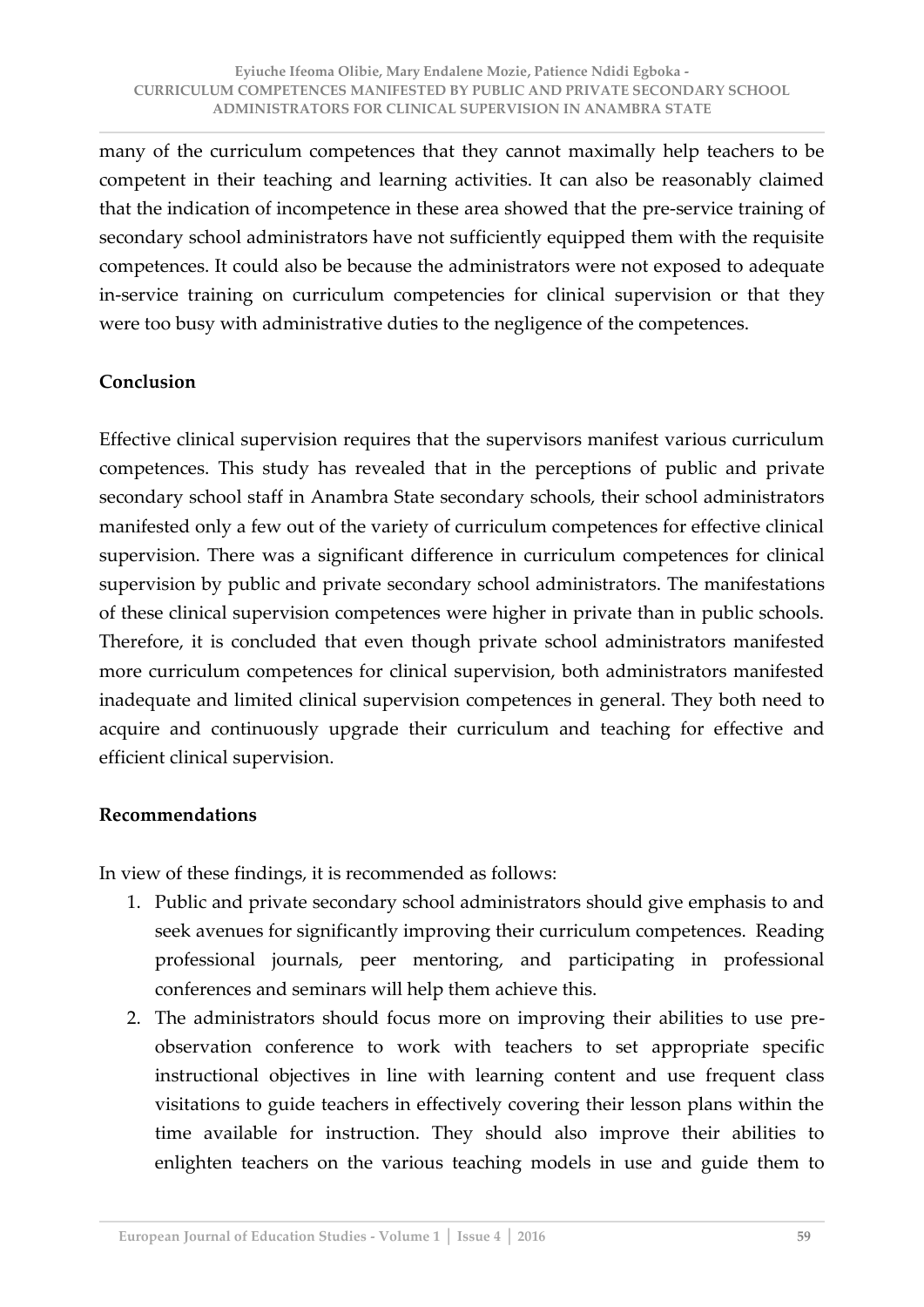many of the curriculum competences that they cannot maximally help teachers to be competent in their teaching and learning activities. It can also be reasonably claimed that the indication of incompetence in these area showed that the pre-service training of secondary school administrators have not sufficiently equipped them with the requisite competences. It could also be because the administrators were not exposed to adequate in-service training on curriculum competencies for clinical supervision or that they were too busy with administrative duties to the negligence of the competences.

## Conclusion

Effective clinical supervision requires that the supervisors manifest various curriculum competences. This study has revealed that in the perceptions of public and private secondary school staff in Anambra State secondary schools, their school administrators manifested only a few out of the variety of curriculum competences for effective clinical supervision. There was a significant difference in curriculum competences for clinical supervision by public and private secondary school administrators. The manifestations of these clinical supervision competences were higher in private than in public schools. Therefore, it is concluded that even though private school administrators manifested more curriculum competences for clinical supervision, both administrators manifested inadequate and limited clinical supervision competences in general. They both need to acquire and continuously upgrade their curriculum and teaching for effective and efficient clinical supervision.

## Recommendations

In view of these findings, it is recommended as follows:

1. Public and private secondary school administrators should give emphasis to and seek avenues for significantly improving their curriculum competences. Reading professional journals, peer mentoring, and participating in professional conferences and seminars will help them achieve this.
2. The administrators should focus more on improving their abilities to use pre-observation conference to work with teachers to set appropriate specific instructional objectives in line with learning content and use frequent class visitations to guide teachers in effectively covering their lesson plans within the time available for instruction. They should also improve their abilities to enlighten teachers on the various teaching models in use and guide them to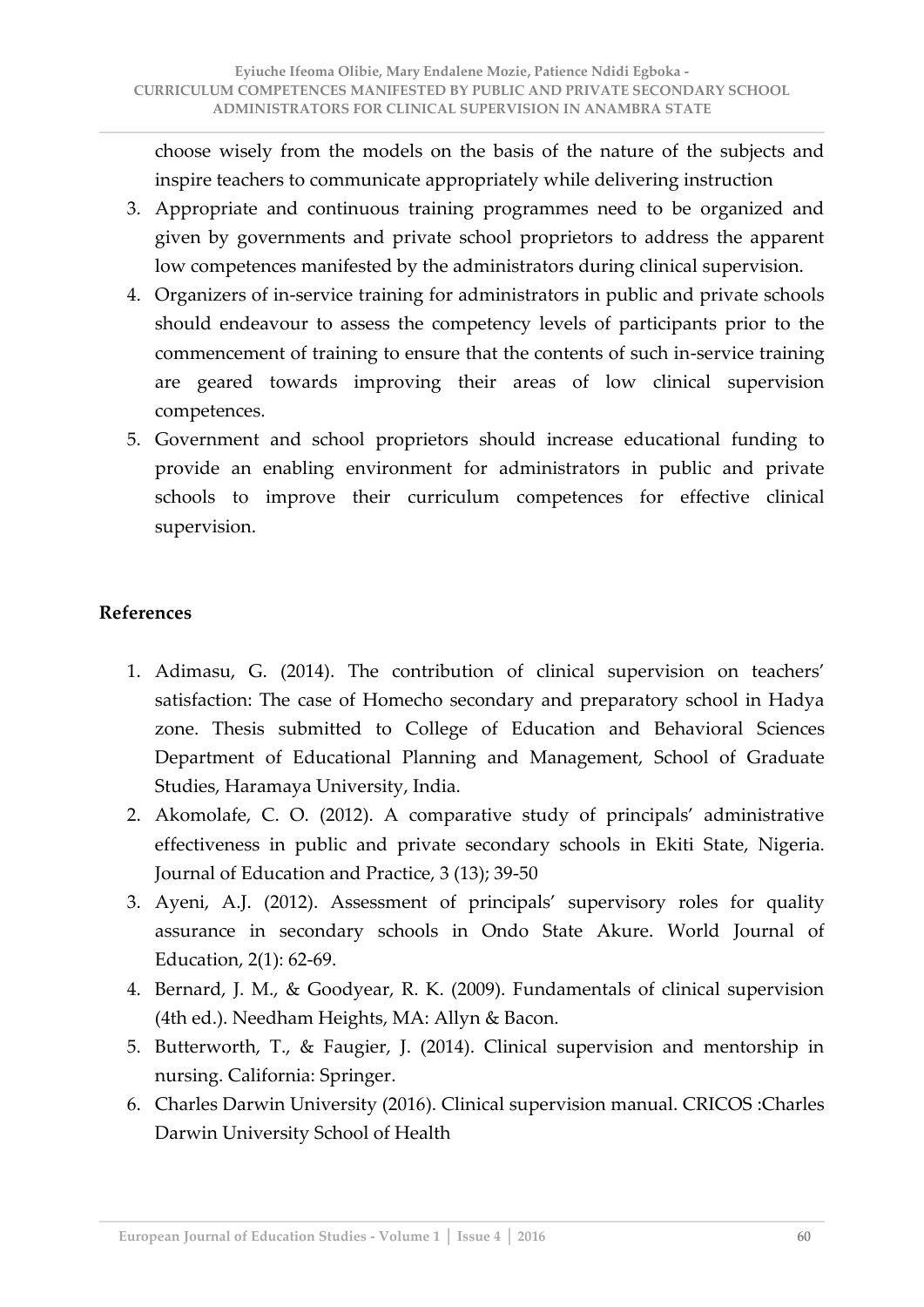choose wisely from the models on the basis of the nature of the subjects and inspire teachers to communicate appropriately while delivering instruction

3. Appropriate and continuous training programmes need to be organized and given by governments and private school proprietors to address the apparent low competences manifested by the administrators during clinical supervision.
4. Organizers of in-service training for administrators in public and private schools should endeavour to assess the competency levels of participants prior to the commencement of training to ensure that the contents of such in-service training are geared towards improving their areas of low clinical supervision competences.
5. Government and school proprietors should increase educational funding to provide an enabling environment for administrators in public and private schools to improve their curriculum competences for effective clinical supervision.

## References

1. Adimasu, G. (2014). The contribution of clinical supervision on teachers' satisfaction: The case of Homecho secondary and preparatory school in Hadya zone. Thesis submitted to College of Education and Behavioral Sciences Department of Educational Planning and Management, School of Graduate Studies, Haramaya University, India.
2. Akomolafe, C. O. (2012). A comparative study of principals' administrative effectiveness in public and private secondary schools in Ekiti State, Nigeria. Journal of Education and Practice, 3 (13); 39-50
3. Ayeni, A.J. (2012). Assessment of principals' supervisory roles for quality assurance in secondary schools in Ondo State Akure. World Journal of Education, 2(1): 62-69.
4. Bernard, J. M., & Goodyear, R. K. (2009). Fundamentals of clinical supervision (4th ed.). Needham Heights, MA: Allyn & Bacon.
5. Butterworth, T., & Faugier, J. (2014). Clinical supervision and mentorship in nursing. California: Springer.
6. Charles Darwin University (2016). Clinical supervision manual. CRICOS :Charles Darwin University School of Health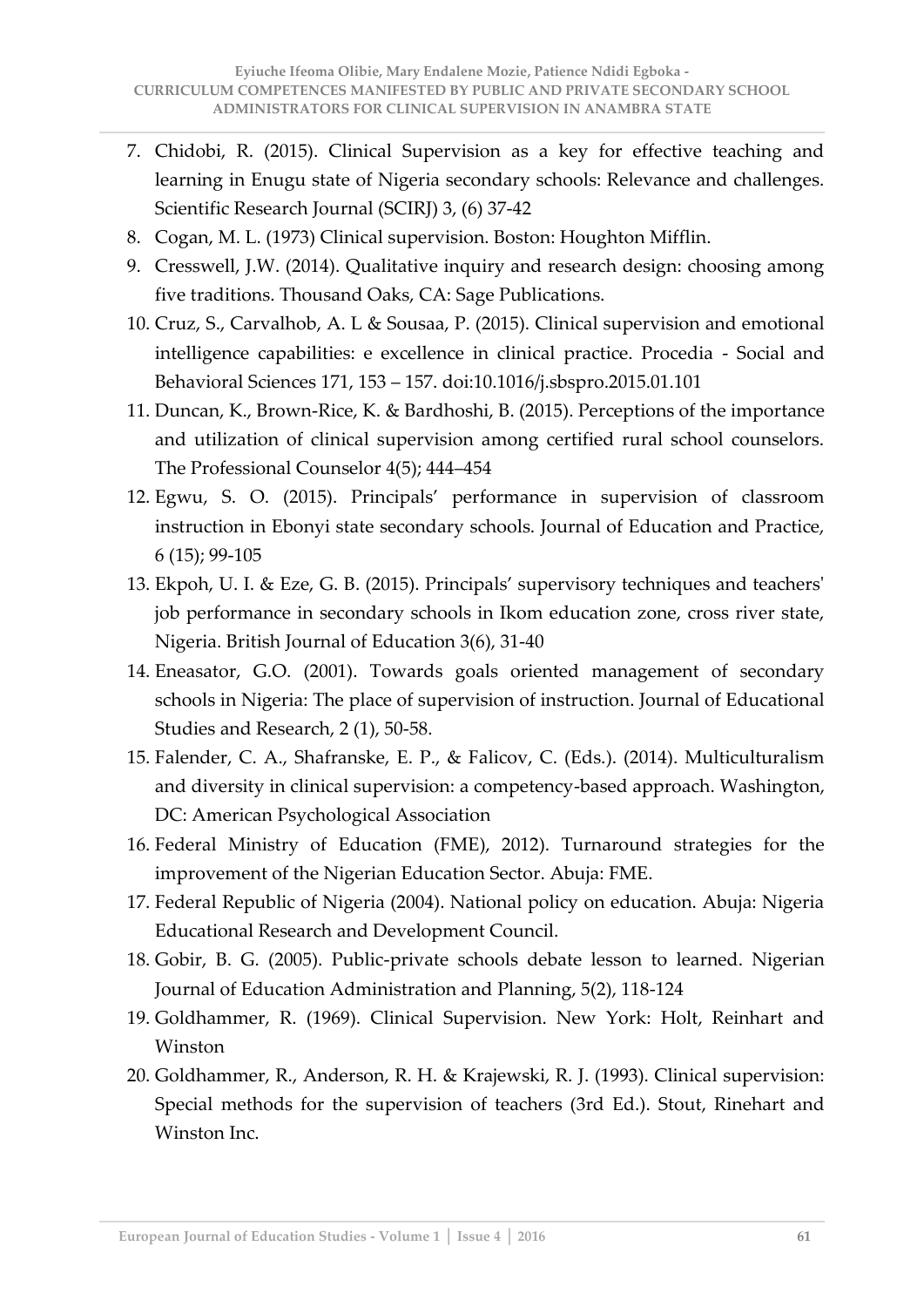7. Chidobi, R. (2015). Clinical Supervision as a key for effective teaching and learning in Enugu state of Nigeria secondary schools: Relevance and challenges. Scientific Research Journal (SCIRJ) 3, (6) 37-42
8. Cogan, M. L. (1973) Clinical supervision. Boston: Houghton Mifflin.
9. Cresswell, J.W. (2014). Qualitative inquiry and research design: choosing among five traditions. Thousand Oaks, CA: Sage Publications.
10. Cruz, S., Carvalhob, A. L & Sousaa, P. (2015). Clinical supervision and emotional intelligence capabilities: e excellence in clinical practice. Procedia - Social and Behavioral Sciences 171, 153 – 157. doi:10.1016/j.sbspro.2015.01.101
11. Duncan, K., Brown-Rice, K. & Bardhoshi, B. (2015). Perceptions of the importance and utilization of clinical supervision among certified rural school counselors. The Professional Counselor 4(5); 444–454
12. Egwu, S. O. (2015). Principals' performance in supervision of classroom instruction in Ebonyi state secondary schools. Journal of Education and Practice, 6 (15); 99-105
13. Ekpoh, U. I. & Eze, G. B. (2015). Principals' supervisory techniques and teachers' job performance in secondary schools in Ikom education zone, cross river state, Nigeria. British Journal of Education 3(6), 31-40
14. Eneasator, G.O. (2001). Towards goals oriented management of secondary schools in Nigeria: The place of supervision of instruction. Journal of Educational Studies and Research, 2 (1), 50-58.
15. Falender, C. A., Shafranske, E. P., & Falicov, C. (Eds.). (2014). Multiculturalism and diversity in clinical supervision: a competency-based approach. Washington, DC: American Psychological Association
16. Federal Ministry of Education (FME), 2012). Turnaround strategies for the improvement of the Nigerian Education Sector. Abuja: FME.
17. Federal Republic of Nigeria (2004). National policy on education. Abuja: Nigeria Educational Research and Development Council.
18. Gobir, B. G. (2005). Public-private schools debate lesson to learned. Nigerian Journal of Education Administration and Planning, 5(2), 118-124
19. Goldhammer, R. (1969). Clinical Supervision. New York: Holt, Reinhart and Winston
20. Goldhammer, R., Anderson, R. H. & Krajewski, R. J. (1993). Clinical supervision: Special methods for the supervision of teachers (3rd Ed.). Stout, Rinehart and Winston Inc.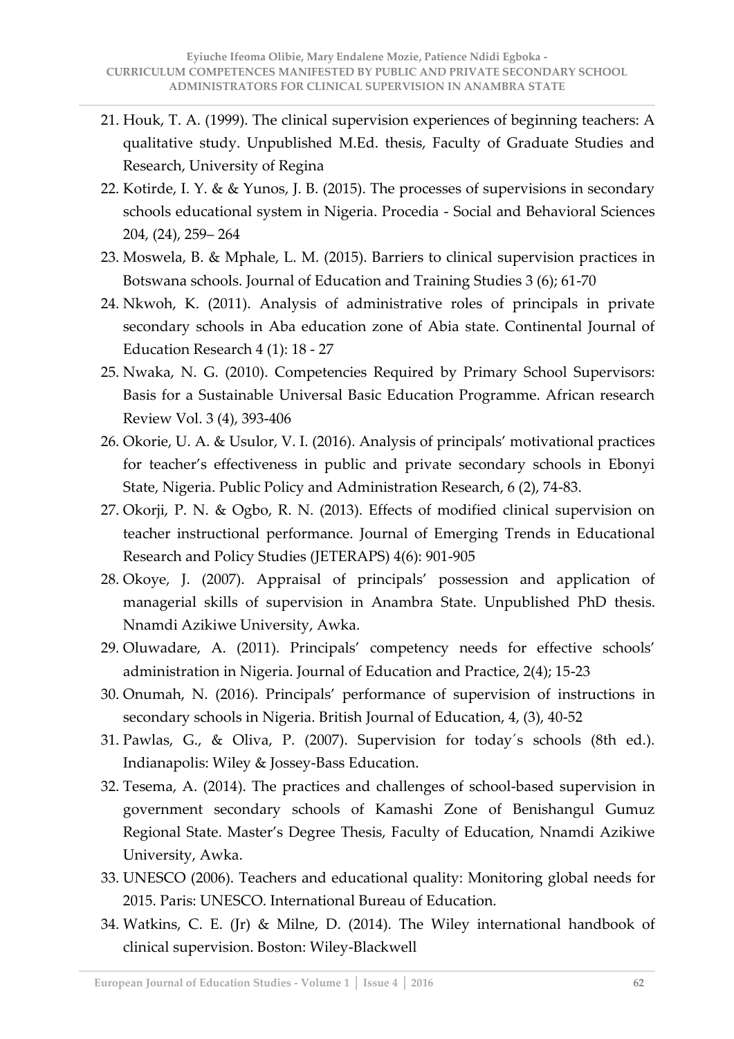21. Houk, T. A. (1999). The clinical supervision experiences of beginning teachers: A qualitative study. Unpublished M.Ed. thesis, Faculty of Graduate Studies and Research, University of Regina
22. Kotirde, I. Y. & & Yunos, J. B. (2015). The processes of supervisions in secondary schools educational system in Nigeria. Procedia - Social and Behavioral Sciences 204, (24), 259– 264
23. Moswela, B. & Mphale, L. M. (2015). Barriers to clinical supervision practices in Botswana schools. Journal of Education and Training Studies 3 (6); 61-70
24. Nkwoh, K. (2011). Analysis of administrative roles of principals in private secondary schools in Aba education zone of Abia state. Continental Journal of Education Research 4 (1): 18 - 27
25. Nwaka, N. G. (2010). Competencies Required by Primary School Supervisors: Basis for a Sustainable Universal Basic Education Programme. African research Review Vol. 3 (4), 393-406
26. Okorie, U. A. & Usulor, V. I. (2016). Analysis of principals' motivational practices for teacher's effectiveness in public and private secondary schools in Ebonyi State, Nigeria. Public Policy and Administration Research, 6 (2), 74-83.
27. Okorji, P. N. & Ogbo, R. N. (2013). Effects of modified clinical supervision on teacher instructional performance. Journal of Emerging Trends in Educational Research and Policy Studies (JETERAPS) 4(6): 901-905
28. Okoye, J. (2007). Appraisal of principals' possession and application of managerial skills of supervision in Anambra State. Unpublished PhD thesis. Nnamdi Azikiwe University, Awka.
29. Oluwadare, A. (2011). Principals' competency needs for effective schools' administration in Nigeria. Journal of Education and Practice, 2(4); 15-23
30. Onumah, N. (2016). Principals' performance of supervision of instructions in secondary schools in Nigeria. British Journal of Education, 4, (3), 40-52
31. Pawlas, G., & Oliva, P. (2007). Supervision for today´s schools (8th ed.). Indianapolis: Wiley & Jossey-Bass Education.
32. Tesema, A. (2014). The practices and challenges of school-based supervision in government secondary schools of Kamashi Zone of Benishangul Gumuz Regional State. Master's Degree Thesis, Faculty of Education, Nnamdi Azikiwe University, Awka.
33. UNESCO (2006). Teachers and educational quality: Monitoring global needs for 2015. Paris: UNESCO. International Bureau of Education.
34. Watkins, C. E. (Jr) & Milne, D. (2014). The Wiley international handbook of clinical supervision. Boston: Wiley-Blackwell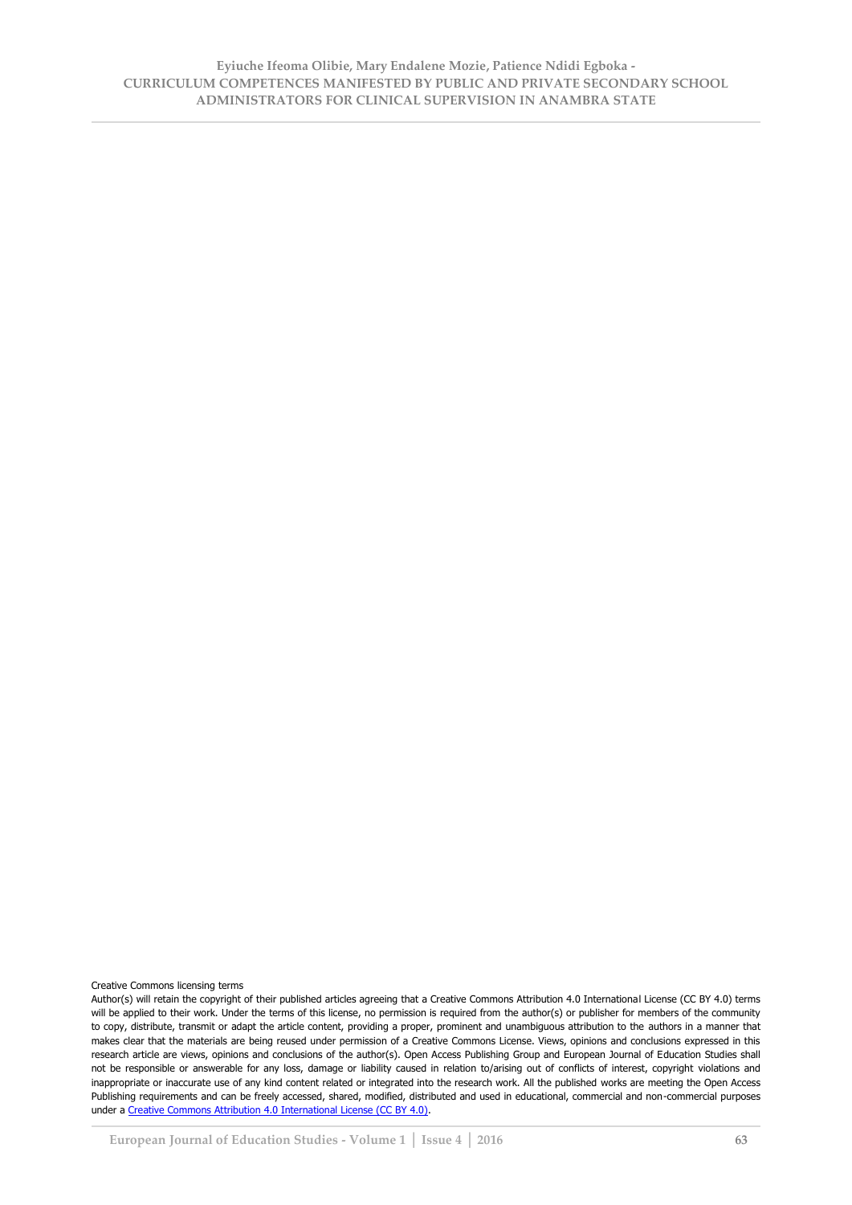Creative Commons licensing terms

Author(s) will retain the copyright of their published articles agreeing that a Creative Commons Attribution 4.0 International License (CC BY 4.0) terms will be applied to their work. Under the terms of this license, no permission is required from the author(s) or publisher for members of the community to copy, distribute, transmit or adapt the article content, providing a proper, prominent and unambiguous attribution to the authors in a manner that makes clear that the materials are being reused under permission of a Creative Commons License. Views, opinions and conclusions expressed in this research article are views, opinions and conclusions of the author(s). Open Access Publishing Group and European Journal of Education Studies shall not be responsible or answerable for any loss, damage or liability caused in relation to/arising out of conflicts of interest, copyright violations and inappropriate or inaccurate use of any kind content related or integrated into the research work. All the published works are meeting the Open Access Publishing requirements and can be freely accessed, shared, modified, distributed and used in educational, commercial and non-commercial purposes under a Creative Commons Attribution 4.0 International License (CC BY 4.0).